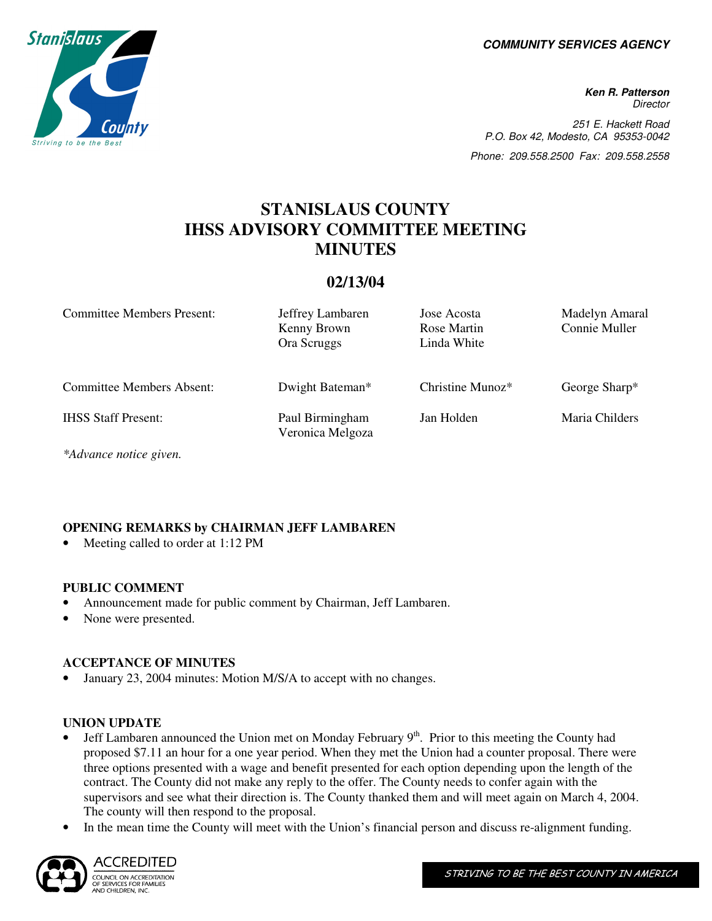COMMUNITY SERVICES AGENCY

**Ken R. Patterson**
Director

251 E. Hackett Road
P.O. Box 42, Modesto, CA 95353-0042

Phone: 209.558.2500 Fax: 209.558.2558

# STANISLAUS COUNTY IHSS ADVISORY COMMITTEE MEETING MINUTES

## 02/13/04

| | | | |
|---|---|---|---|
| Committee Members Present: | Jeffrey Lambaren<br>Kenny Brown<br>Ora Scruggs | Jose Acosta<br>Rose Martin<br>Linda White | Madelyn Amaral<br>Connie Muller |
| Committee Members Absent: | Dwight Bateman* | Christine Munoz* | George Sharp* |
| IHSS Staff Present: | Paul Birmingham<br>Veronica Melgoza | Jan Holden | Maria Childers |

*\*Advance notice given.*

### OPENING REMARKS by CHAIRMAN JEFF LAMBAREN

- Meeting called to order at 1:12 PM

### PUBLIC COMMENT

- Announcement made for public comment by Chairman, Jeff Lambaren.
- None were presented.

### ACCEPTANCE OF MINUTES

- January 23, 2004 minutes: Motion M/S/A to accept with no changes.

### UNION UPDATE

- Jeff Lambaren announced the Union met on Monday February 9th. Prior to this meeting the County had proposed $7.11 an hour for a one year period. When they met the Union had a counter proposal. There were three options presented with a wage and benefit presented for each option depending upon the length of the contract. The County did not make any reply to the offer. The County needs to confer again with the supervisors and see what their direction is. The County thanked them and will meet again on March 4, 2004. The county will then respond to the proposal.
- In the mean time the County will meet with the Union's financial person and discuss re-alignment funding.

STRIVING TO BE THE BEST COUNTY IN AMERICA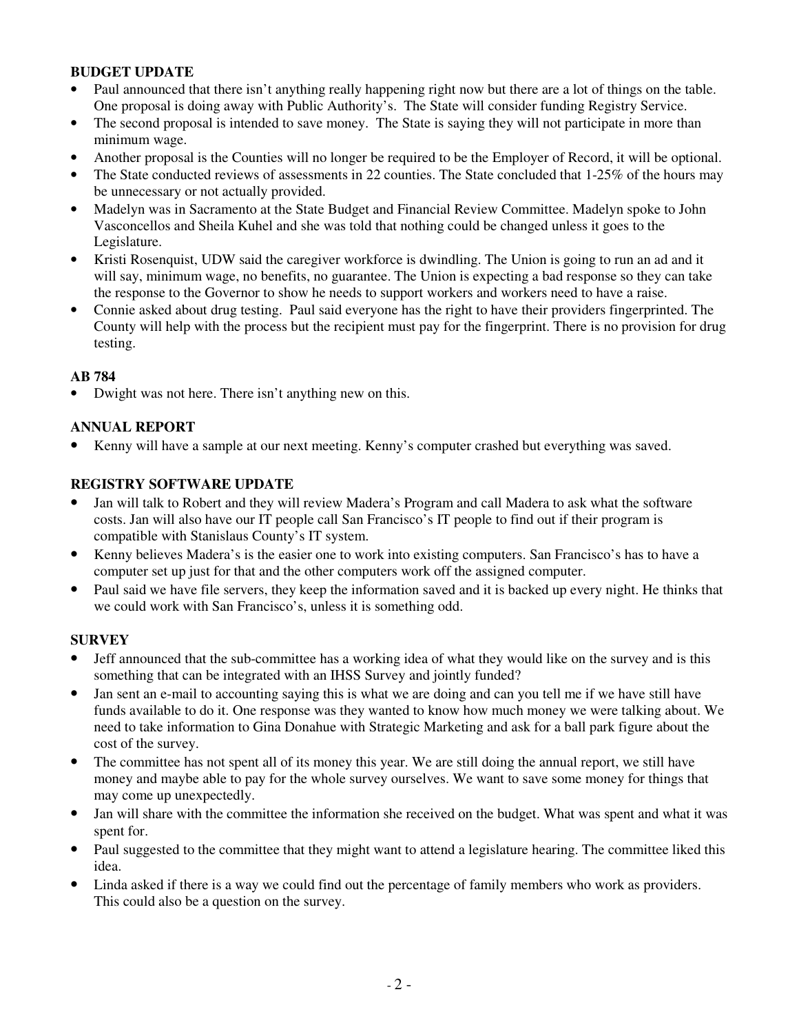**BUDGET UPDATE**

- Paul announced that there isn't anything really happening right now but there are a lot of things on the table. One proposal is doing away with Public Authority's. The State will consider funding Registry Service.
- The second proposal is intended to save money. The State is saying they will not participate in more than minimum wage.
- Another proposal is the Counties will no longer be required to be the Employer of Record, it will be optional.
- The State conducted reviews of assessments in 22 counties. The State concluded that 1-25% of the hours may be unnecessary or not actually provided.
- Madelyn was in Sacramento at the State Budget and Financial Review Committee. Madelyn spoke to John Vasconcellos and Sheila Kuhel and she was told that nothing could be changed unless it goes to the Legislature.
- Kristi Rosenquist, UDW said the caregiver workforce is dwindling. The Union is going to run an ad and it will say, minimum wage, no benefits, no guarantee. The Union is expecting a bad response so they can take the response to the Governor to show he needs to support workers and workers need to have a raise.
- Connie asked about drug testing. Paul said everyone has the right to have their providers fingerprinted. The County will help with the process but the recipient must pay for the fingerprint. There is no provision for drug testing.

**AB 784**

- Dwight was not here. There isn't anything new on this.

**ANNUAL REPORT**

- Kenny will have a sample at our next meeting. Kenny's computer crashed but everything was saved.

**REGISTRY SOFTWARE UPDATE**

- Jan will talk to Robert and they will review Madera's Program and call Madera to ask what the software costs. Jan will also have our IT people call San Francisco's IT people to find out if their program is compatible with Stanislaus County's IT system.
- Kenny believes Madera's is the easier one to work into existing computers. San Francisco's has to have a computer set up just for that and the other computers work off the assigned computer.
- Paul said we have file servers, they keep the information saved and it is backed up every night. He thinks that we could work with San Francisco's, unless it is something odd.

**SURVEY**

- Jeff announced that the sub-committee has a working idea of what they would like on the survey and is this something that can be integrated with an IHSS Survey and jointly funded?
- Jan sent an e-mail to accounting saying this is what we are doing and can you tell me if we have still have funds available to do it. One response was they wanted to know how much money we were talking about. We need to take information to Gina Donahue with Strategic Marketing and ask for a ball park figure about the cost of the survey.
- The committee has not spent all of its money this year. We are still doing the annual report, we still have money and maybe able to pay for the whole survey ourselves. We want to save some money for things that may come up unexpectedly.
- Jan will share with the committee the information she received on the budget. What was spent and what it was spent for.
- Paul suggested to the committee that they might want to attend a legislature hearing. The committee liked this idea.
- Linda asked if there is a way we could find out the percentage of family members who work as providers. This could also be a question on the survey.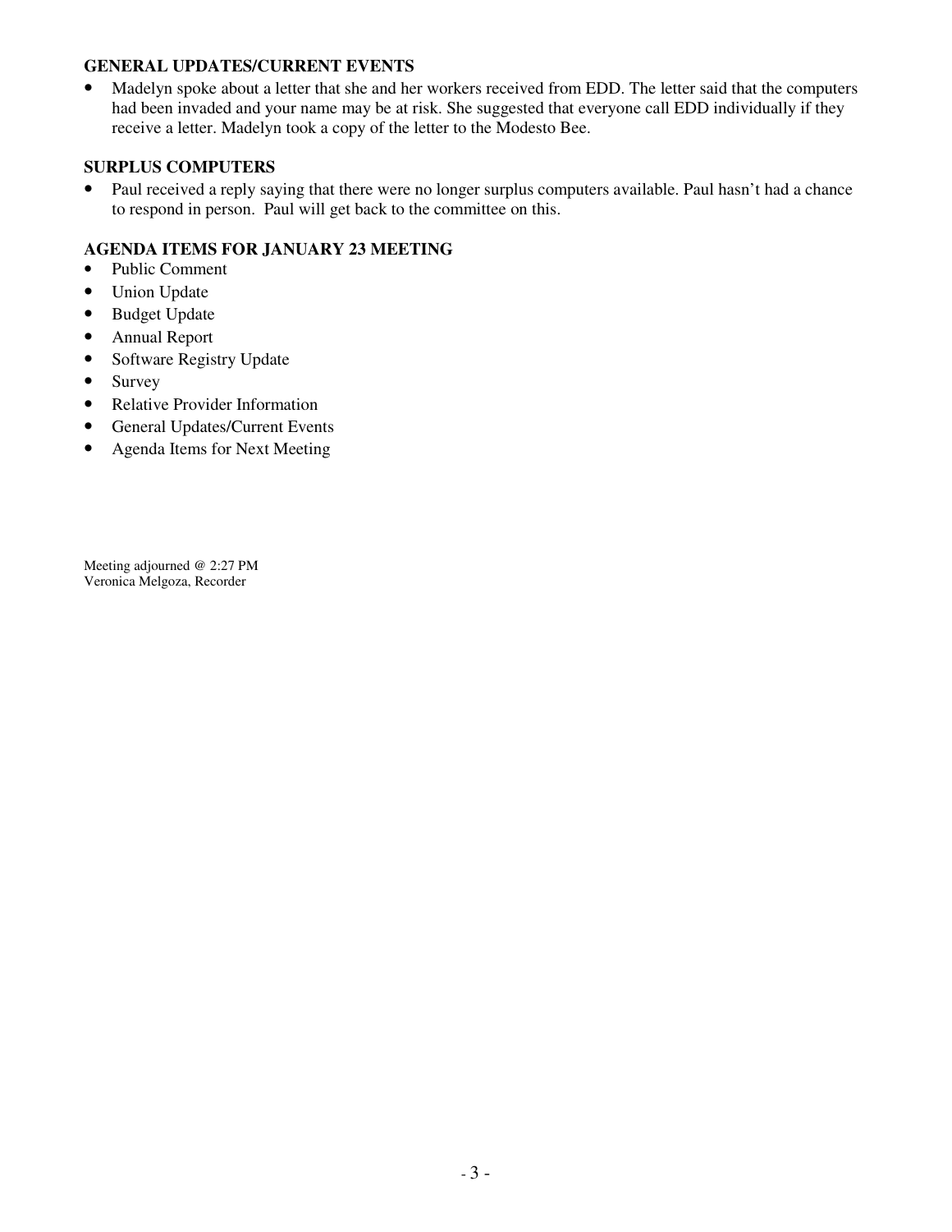**GENERAL UPDATES/CURRENT EVENTS**

- Madelyn spoke about a letter that she and her workers received from EDD. The letter said that the computers had been invaded and your name may be at risk. She suggested that everyone call EDD individually if they receive a letter. Madelyn took a copy of the letter to the Modesto Bee.

**SURPLUS COMPUTERS**

- Paul received a reply saying that there were no longer surplus computers available. Paul hasn't had a chance to respond in person. Paul will get back to the committee on this.

**AGENDA ITEMS FOR JANUARY 23 MEETING**

- Public Comment
- Union Update
- Budget Update
- Annual Report
- Software Registry Update
- Survey
- Relative Provider Information
- General Updates/Current Events
- Agenda Items for Next Meeting

Meeting adjourned @ 2:27 PM
Veronica Melgoza, Recorder